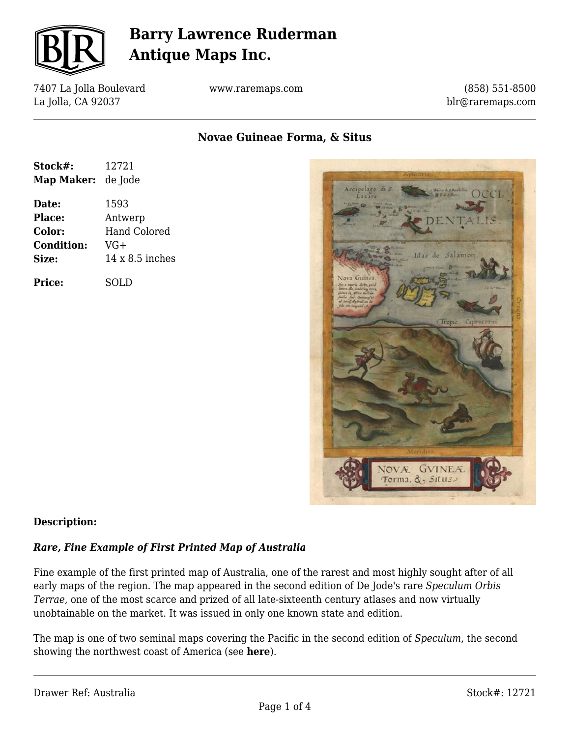# Barry Lawrence Ruderman Antique Maps Inc.

7407 La Jolla Boulevard
La Jolla, CA 92037

www.raremaps.com

(858) 551-8500
blr@raremaps.com

## Novae Guineae Forma, & Situs

| | |
|---|---|
| **Stock#:** | 12721 |
| **Map Maker:** | de Jode |
| **Date:** | 1593 |
| **Place:** | Antwerp |
| **Color:** | Hand Colored |
| **Condition:** | VG+ |
| **Size:** | 14 x 8.5 inches |
| **Price:** | SOLD |

**Description:**

***Rare, Fine Example of First Printed Map of Australia***

Fine example of the first printed map of Australia, one of the rarest and most highly sought after of all early maps of the region. The map appeared in the second edition of De Jode's rare *Speculum Orbis Terrae*, one of the most scarce and prized of all late-sixteenth century atlases and now virtually unobtainable on the market. It was issued in only one known state and edition.

The map is one of two seminal maps covering the Pacific in the second edition of *Speculum*, the second showing the northwest coast of America (see **here**).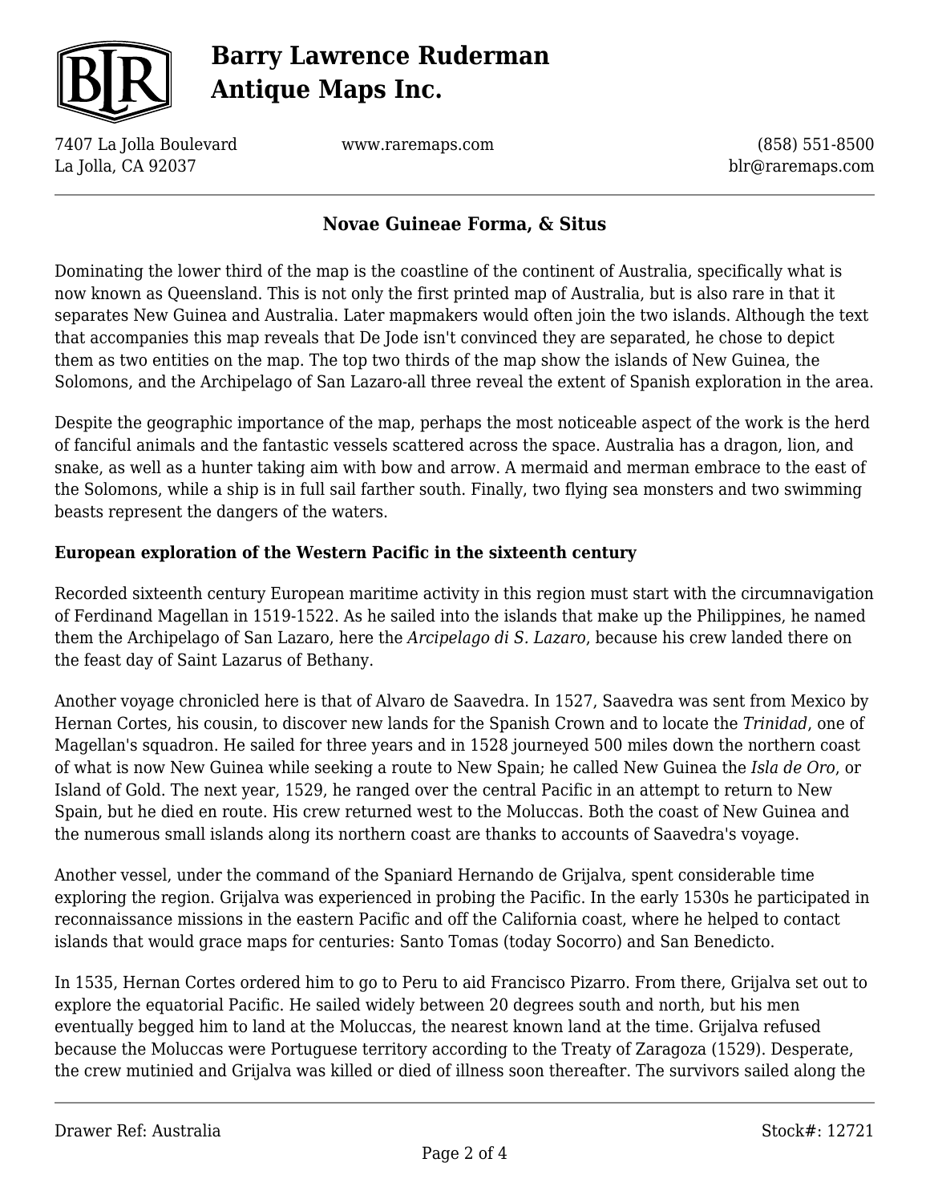## Novae Guineae Forma, & Situs

Dominating the lower third of the map is the coastline of the continent of Australia, specifically what is now known as Queensland. This is not only the first printed map of Australia, but is also rare in that it separates New Guinea and Australia. Later mapmakers would often join the two islands. Although the text that accompanies this map reveals that De Jode isn't convinced they are separated, he chose to depict them as two entities on the map. The top two thirds of the map show the islands of New Guinea, the Solomons, and the Archipelago of San Lazaro-all three reveal the extent of Spanish exploration in the area.

Despite the geographic importance of the map, perhaps the most noticeable aspect of the work is the herd of fanciful animals and the fantastic vessels scattered across the space. Australia has a dragon, lion, and snake, as well as a hunter taking aim with bow and arrow. A mermaid and merman embrace to the east of the Solomons, while a ship is in full sail farther south. Finally, two flying sea monsters and two swimming beasts represent the dangers of the waters.

**European exploration of the Western Pacific in the sixteenth century**

Recorded sixteenth century European maritime activity in this region must start with the circumnavigation of Ferdinand Magellan in 1519-1522. As he sailed into the islands that make up the Philippines, he named them the Archipelago of San Lazaro, here the *Arcipelago di S. Lazaro*, because his crew landed there on the feast day of Saint Lazarus of Bethany.

Another voyage chronicled here is that of Alvaro de Saavedra. In 1527, Saavedra was sent from Mexico by Hernan Cortes, his cousin, to discover new lands for the Spanish Crown and to locate the *Trinidad*, one of Magellan's squadron. He sailed for three years and in 1528 journeyed 500 miles down the northern coast of what is now New Guinea while seeking a route to New Spain; he called New Guinea the *Isla de Oro*, or Island of Gold. The next year, 1529, he ranged over the central Pacific in an attempt to return to New Spain, but he died en route. His crew returned west to the Moluccas. Both the coast of New Guinea and the numerous small islands along its northern coast are thanks to accounts of Saavedra's voyage.

Another vessel, under the command of the Spaniard Hernando de Grijalva, spent considerable time exploring the region. Grijalva was experienced in probing the Pacific. In the early 1530s he participated in reconnaissance missions in the eastern Pacific and off the California coast, where he helped to contact islands that would grace maps for centuries: Santo Tomas (today Socorro) and San Benedicto.

In 1535, Hernan Cortes ordered him to go to Peru to aid Francisco Pizarro. From there, Grijalva set out to explore the equatorial Pacific. He sailed widely between 20 degrees south and north, but his men eventually begged him to land at the Moluccas, the nearest known land at the time. Grijalva refused because the Moluccas were Portuguese territory according to the Treaty of Zaragoza (1529). Desperate, the crew mutinied and Grijalva was killed or died of illness soon thereafter. The survivors sailed along the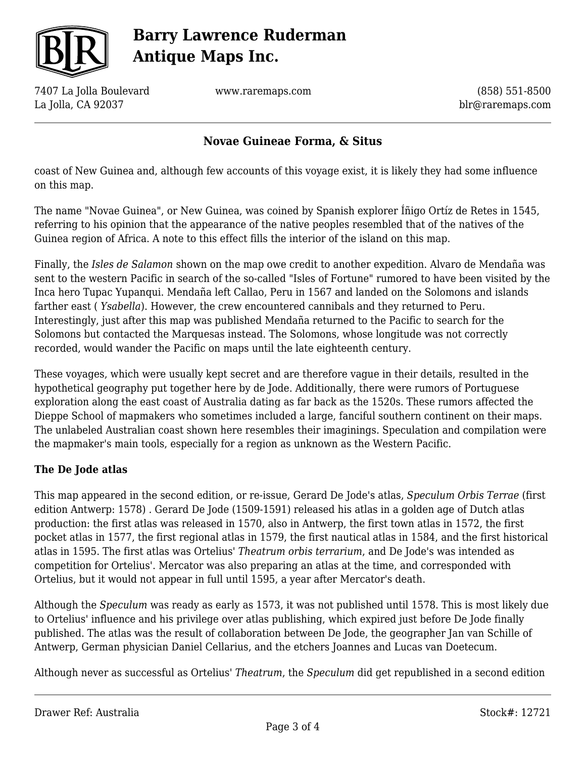coast of New Guinea and, although few accounts of this voyage exist, it is likely they had some influence on this map.

The name "Novae Guinea", or New Guinea, was coined by Spanish explorer Íñigo Ortíz de Retes in 1545, referring to his opinion that the appearance of the native peoples resembled that of the natives of the Guinea region of Africa. A note to this effect fills the interior of the island on this map.

Finally, the *Isles de Salamon* shown on the map owe credit to another expedition. Alvaro de Mendaña was sent to the western Pacific in search of the so-called "Isles of Fortune" rumored to have been visited by the Inca hero Tupac Yupanqui. Mendaña left Callao, Peru in 1567 and landed on the Solomons and islands farther east ( *Ysabella*). However, the crew encountered cannibals and they returned to Peru. Interestingly, just after this map was published Mendaña returned to the Pacific to search for the Solomons but contacted the Marquesas instead. The Solomons, whose longitude was not correctly recorded, would wander the Pacific on maps until the late eighteenth century.

These voyages, which were usually kept secret and are therefore vague in their details, resulted in the hypothetical geography put together here by de Jode. Additionally, there were rumors of Portuguese exploration along the east coast of Australia dating as far back as the 1520s. These rumors affected the Dieppe School of mapmakers who sometimes included a large, fanciful southern continent on their maps. The unlabeled Australian coast shown here resembles their imaginings. Speculation and compilation were the mapmaker's main tools, especially for a region as unknown as the Western Pacific.

**The De Jode atlas**

This map appeared in the second edition, or re-issue, Gerard De Jode's atlas, *Speculum Orbis Terrae* (first edition Antwerp: 1578) . Gerard De Jode (1509-1591) released his atlas in a golden age of Dutch atlas production: the first atlas was released in 1570, also in Antwerp, the first town atlas in 1572, the first pocket atlas in 1577, the first regional atlas in 1579, the first nautical atlas in 1584, and the first historical atlas in 1595. The first atlas was Ortelius' *Theatrum orbis terrarium*, and De Jode's was intended as competition for Ortelius'. Mercator was also preparing an atlas at the time, and corresponded with Ortelius, but it would not appear in full until 1595, a year after Mercator's death.

Although the *Speculum* was ready as early as 1573, it was not published until 1578. This is most likely due to Ortelius' influence and his privilege over atlas publishing, which expired just before De Jode finally published. The atlas was the result of collaboration between De Jode, the geographer Jan van Schille of Antwerp, German physician Daniel Cellarius, and the etchers Joannes and Lucas van Doetecum.

Although never as successful as Ortelius' *Theatrum*, the *Speculum* did get republished in a second edition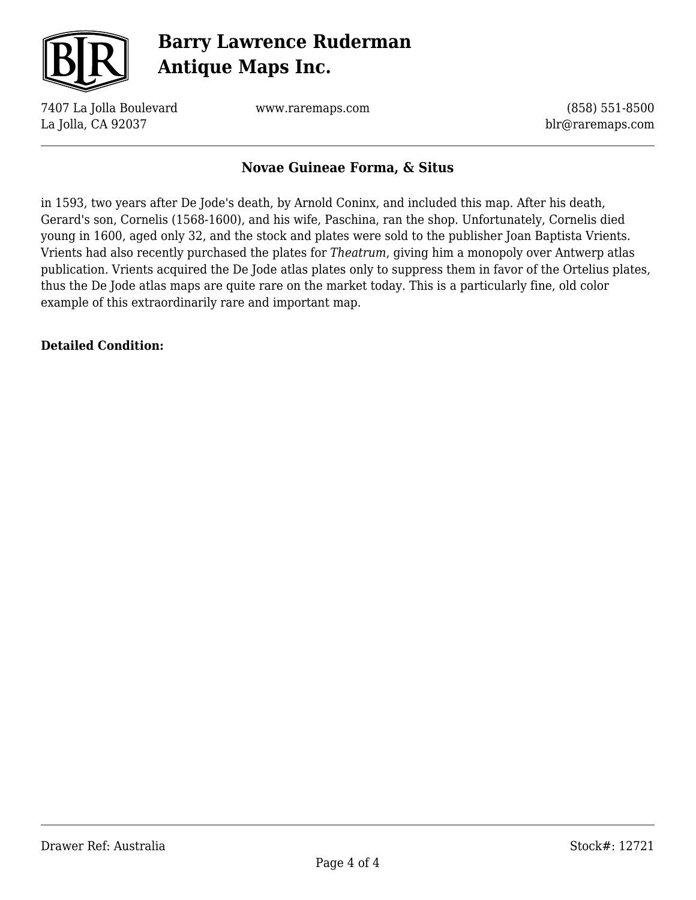in 1593, two years after De Jode's death, by Arnold Coninx, and included this map. After his death, Gerard's son, Cornelis (1568-1600), and his wife, Paschina, ran the shop. Unfortunately, Cornelis died young in 1600, aged only 32, and the stock and plates were sold to the publisher Joan Baptista Vrients. Vrients had also recently purchased the plates for *Theatrum*, giving him a monopoly over Antwerp atlas publication. Vrients acquired the De Jode atlas plates only to suppress them in favor of the Ortelius plates, thus the De Jode atlas maps are quite rare on the market today. This is a particularly fine, old color example of this extraordinarily rare and important map.

**Detailed Condition:**